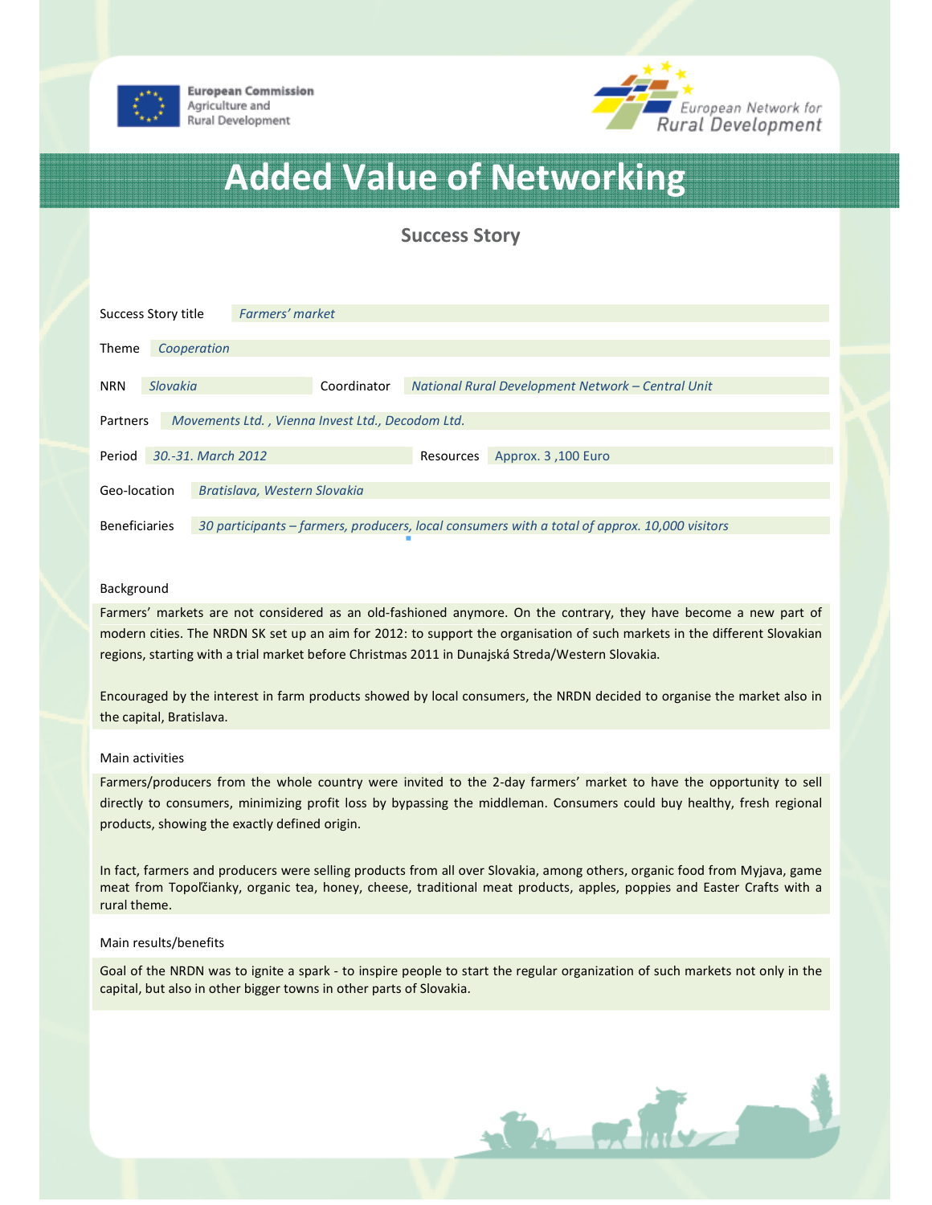European Commission
Agriculture and
Rural Development

European Network for
Rural Development

# Added Value of Networking

## Success Story

| | |
|---|---|
| Success Story title | *Farmers' market* |
| Theme | *Cooperation* |
| NRN | *Slovakia* |
| Coordinator | *National Rural Development Network – Central Unit* |
| Partners | *Movements Ltd. , Vienna Invest Ltd., Decodom Ltd.* |
| Period | *30.-31. March 2012* |
| Resources | Approx. 3 ,100 Euro |
| Geo-location | *Bratislava, Western Slovakia* |
| Beneficiaries | *30 participants – farmers, producers, local consumers with a total of approx. 10,000 visitors* |

### Background

Farmers' markets are not considered as an old-fashioned anymore. On the contrary, they have become a new part of modern cities. The NRDN SK set up an aim for 2012: to support the organisation of such markets in the different Slovakian regions, starting with a trial market before Christmas 2011 in Dunajská Streda/Western Slovakia.

Encouraged by the interest in farm products showed by local consumers, the NRDN decided to organise the market also in the capital, Bratislava.

### Main activities

Farmers/producers from the whole country were invited to the 2-day farmers' market to have the opportunity to sell directly to consumers, minimizing profit loss by bypassing the middleman. Consumers could buy healthy, fresh regional products, showing the exactly defined origin.

In fact, farmers and producers were selling products from all over Slovakia, among others, organic food from Myjava, game meat from Topoľčianky, organic tea, honey, cheese, traditional meat products, apples, poppies and Easter Crafts with a rural theme.

### Main results/benefits

Goal of the NRDN was to ignite a spark - to inspire people to start the regular organization of such markets not only in the capital, but also in other bigger towns in other parts of Slovakia.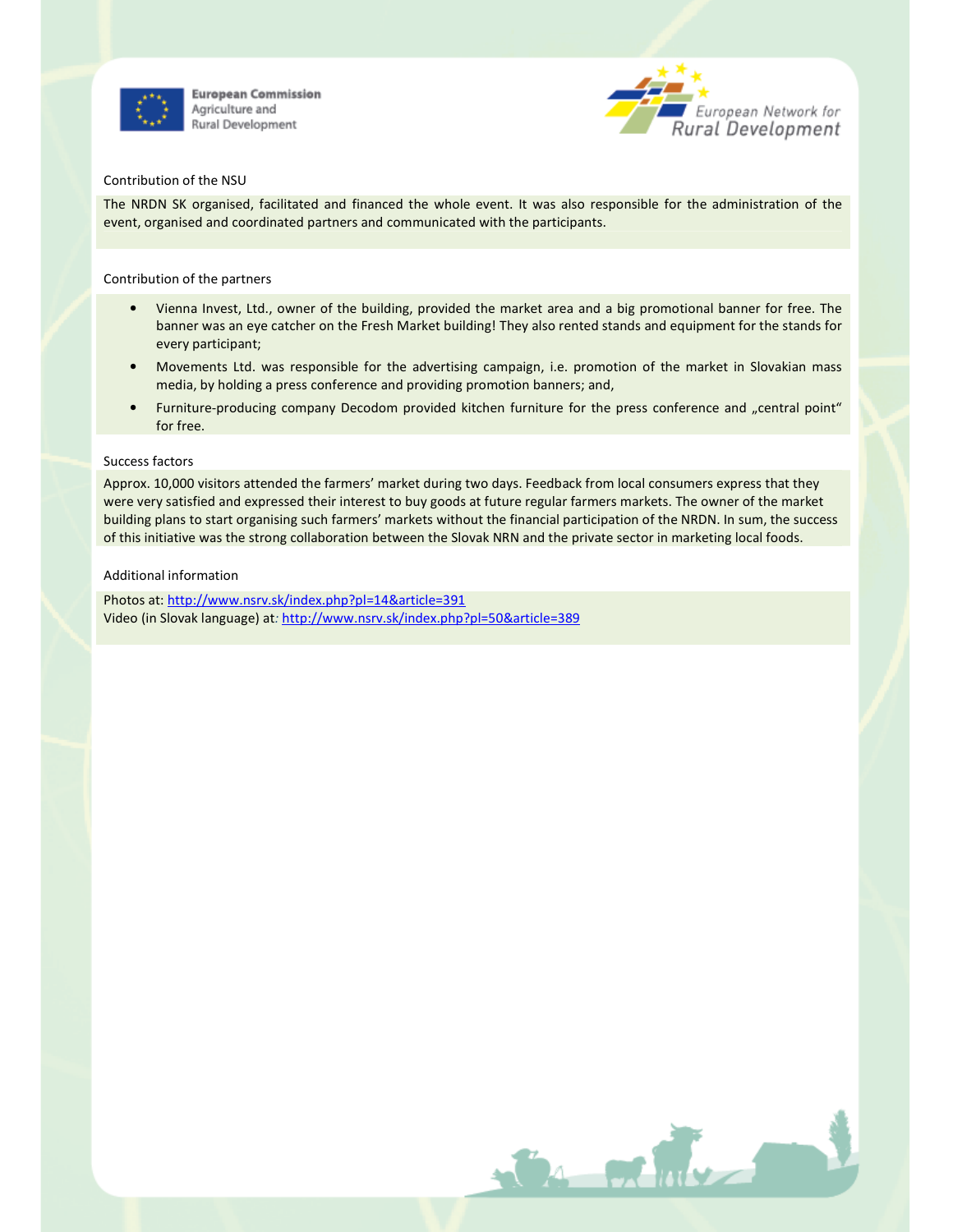Contribution of the NSU

The NRDN SK organised, facilitated and financed the whole event. It was also responsible for the administration of the event, organised and coordinated partners and communicated with the participants.

Contribution of the partners

- Vienna Invest, Ltd., owner of the building, provided the market area and a big promotional banner for free. The banner was an eye catcher on the Fresh Market building! They also rented stands and equipment for the stands for every participant;
- Movements Ltd. was responsible for the advertising campaign, i.e. promotion of the market in Slovakian mass media, by holding a press conference and providing promotion banners; and,
- Furniture-producing company Decodom provided kitchen furniture for the press conference and „central point" for free.

Success factors

Approx. 10,000 visitors attended the farmers' market during two days. Feedback from local consumers express that they were very satisfied and expressed their interest to buy goods at future regular farmers markets. The owner of the market building plans to start organising such farmers' markets without the financial participation of the NRDN. In sum, the success of this initiative was the strong collaboration between the Slovak NRN and the private sector in marketing local foods.

Additional information

Photos at: http://www.nsrv.sk/index.php?pl=14&article=391
Video (in Slovak language) at: http://www.nsrv.sk/index.php?pl=50&article=389